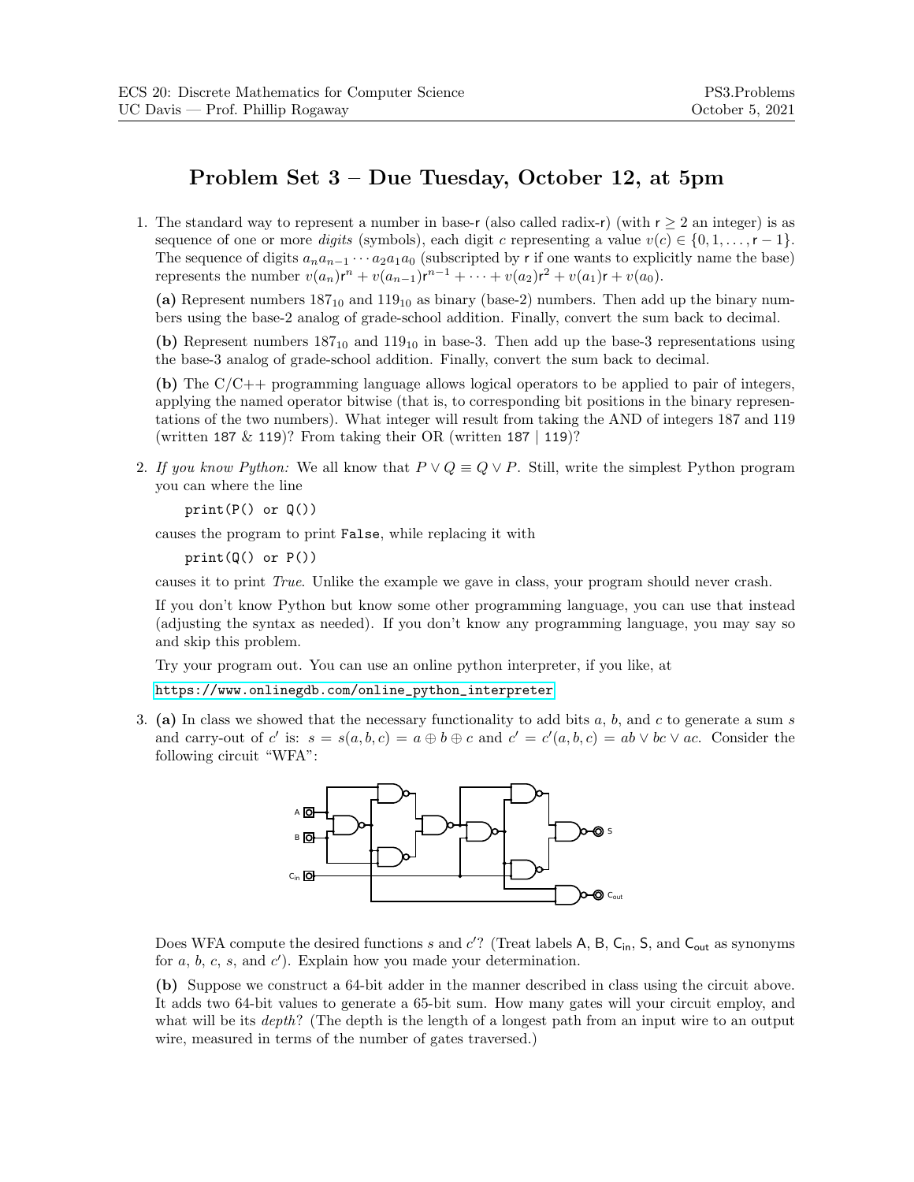# Problem Set 3 – Due Tuesday, October 12, at 5pm

1. The standard way to represent a number in base-r (also called radix-r) (with $r \geq 2$ an integer) is as sequence of one or more *digits* (symbols), each digit $c$ representing a value $v(c) \in \{0, 1, \ldots, r-1\}$. The sequence of digits $a_n a_{n-1} \cdots a_2 a_1 a_0$ (subscripted by r if one wants to explicitly name the base) represents the number $v(a_n)r^n + v(a_{n-1})r^{n-1} + \cdots + v(a_2)r^2 + v(a_1)r + v(a_0)$.

   **(a)** Represent numbers $187_{10}$ and $119_{10}$ as binary (base-2) numbers. Then add up the binary numbers using the base-2 analog of grade-school addition. Finally, convert the sum back to decimal.

   **(b)** Represent numbers $187_{10}$ and $119_{10}$ in base-3. Then add up the base-3 representations using the base-3 analog of grade-school addition. Finally, convert the sum back to decimal.

   **(b)** The C/C++ programming language allows logical operators to be applied to pair of integers, applying the named operator bitwise (that is, to corresponding bit positions in the binary representations of the two numbers). What integer will result from taking the AND of integers 187 and 119 (written `187 & 119`)? From taking their OR (written `187 | 119`)?

2. *If you know Python:* We all know that $P \vee Q \equiv Q \vee P$. Still, write the simplest Python program you can where the line

   ```
   print(P() or Q())
   ```

   causes the program to print `False`, while replacing it with

   ```
   print(Q() or P())
   ```

   causes it to print *True*. Unlike the example we gave in class, your program should never crash.

   If you don't know Python but know some other programming language, you can use that instead (adjusting the syntax as needed). If you don't know any programming language, you may say so and skip this problem.

   Try your program out. You can use an online python interpreter, if you like, at

   https://www.onlinegdb.com/online_python_interpreter

3. **(a)** In class we showed that the necessary functionality to add bits $a$, $b$, and $c$ to generate a sum $s$ and carry-out of $c'$ is: $s = s(a, b, c) = a \oplus b \oplus c$ and $c' = c'(a, b, c) = ab \vee bc \vee ac$. Consider the following circuit "WFA":

   Does WFA compute the desired functions $s$ and $c'$? (Treat labels A, B, $C_{in}$, S, and $C_{out}$ as synonyms for $a$, $b$, $c$, $s$, and $c'$). Explain how you made your determination.

   **(b)** Suppose we construct a 64-bit adder in the manner described in class using the circuit above. It adds two 64-bit values to generate a 65-bit sum. How many gates will your circuit employ, and what will be its *depth*? (The depth is the length of a longest path from an input wire to an output wire, measured in terms of the number of gates traversed.)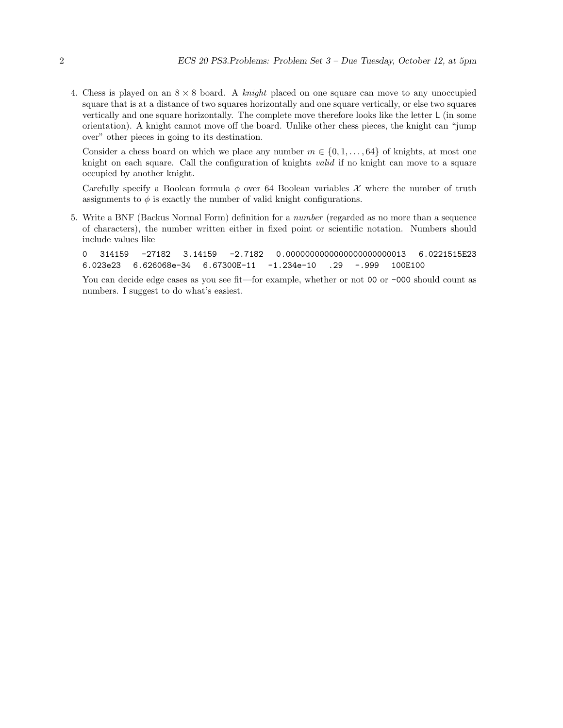4. Chess is played on an $8 \times 8$ board. A *knight* placed on one square can move to any unoccupied square that is at a distance of two squares horizontally and one square vertically, or else two squares vertically and one square horizontally. The complete move therefore looks like the letter `L` (in some orientation). A knight cannot move off the board. Unlike other chess pieces, the knight can "jump over" other pieces in going to its destination.

   Consider a chess board on which we place any number $m \in \{0, 1, \ldots, 64\}$ of knights, at most one knight on each square. Call the configuration of knights *valid* if no knight can move to a square occupied by another knight.

   Carefully specify a Boolean formula $\phi$ over 64 Boolean variables $\mathcal{X}$ where the number of truth assignments to $\phi$ is exactly the number of valid knight configurations.

5. Write a BNF (Backus Normal Form) definition for a *number* (regarded as no more than a sequence of characters), the number written either in fixed point or scientific notation. Numbers should include values like

   ```
   0   314159   -27182   3.14159   -2.7182   0.0000000000000000000000013   6.0221515E23
   6.023e23   6.626068e-34   6.67300E-11   -1.234e-10   .29   -.999   100E100
   ```

   You can decide edge cases as you see fit—for example, whether or not `00` or `-000` should count as numbers. I suggest to do what's easiest.